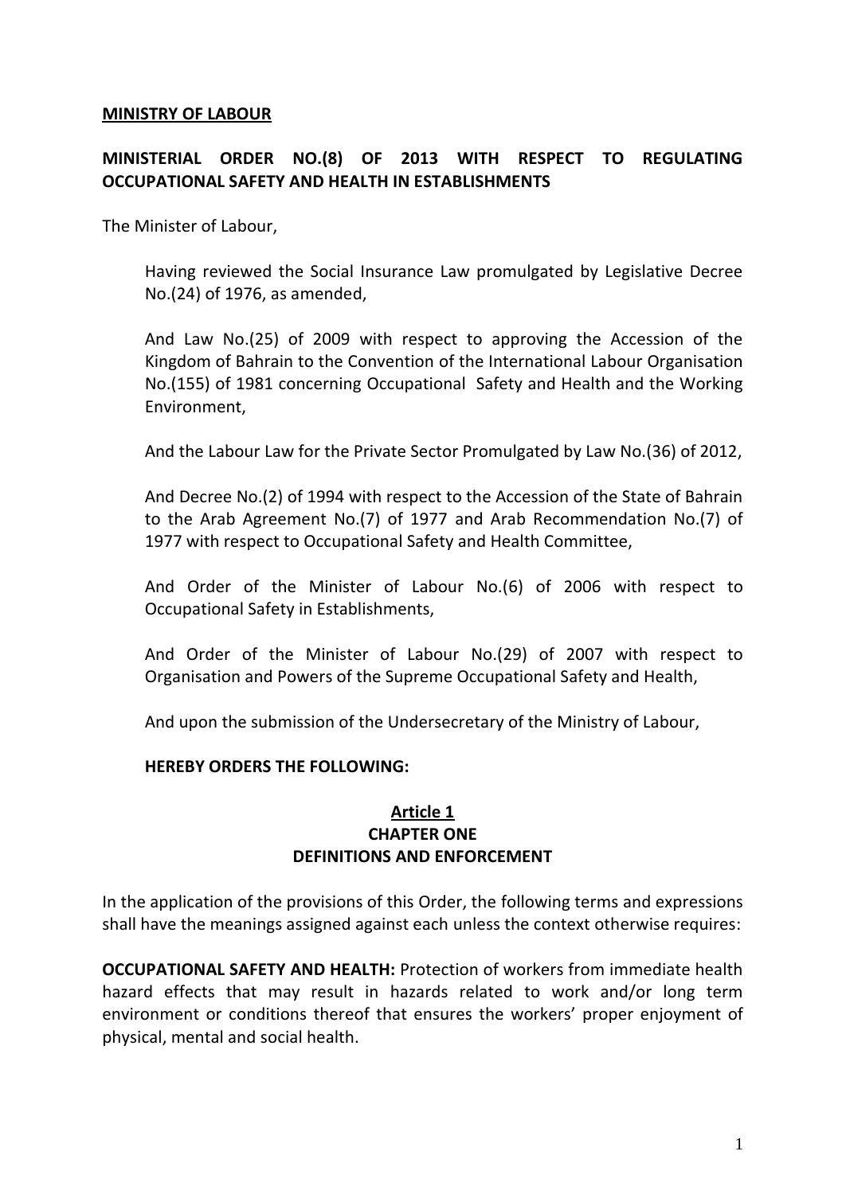**MINISTRY OF LABOUR**

**MINISTERIAL ORDER NO.(8) OF 2013 WITH RESPECT TO REGULATING OCCUPATIONAL SAFETY AND HEALTH IN ESTABLISHMENTS**

The Minister of Labour,

Having reviewed the Social Insurance Law promulgated by Legislative Decree No.(24) of 1976, as amended,

And Law No.(25) of 2009 with respect to approving the Accession of the Kingdom of Bahrain to the Convention of the International Labour Organisation No.(155) of 1981 concerning Occupational Safety and Health and the Working Environment,

And the Labour Law for the Private Sector Promulgated by Law No.(36) of 2012,

And Decree No.(2) of 1994 with respect to the Accession of the State of Bahrain to the Arab Agreement No.(7) of 1977 and Arab Recommendation No.(7) of 1977 with respect to Occupational Safety and Health Committee,

And Order of the Minister of Labour No.(6) of 2006 with respect to Occupational Safety in Establishments,

And Order of the Minister of Labour No.(29) of 2007 with respect to Organisation and Powers of the Supreme Occupational Safety and Health,

And upon the submission of the Undersecretary of the Ministry of Labour,

**HEREBY ORDERS THE FOLLOWING:**

**Article 1**
**CHAPTER ONE**
**DEFINITIONS AND ENFORCEMENT**

In the application of the provisions of this Order, the following terms and expressions shall have the meanings assigned against each unless the context otherwise requires:

**OCCUPATIONAL SAFETY AND HEALTH:** Protection of workers from immediate health hazard effects that may result in hazards related to work and/or long term environment or conditions thereof that ensures the workers' proper enjoyment of physical, mental and social health.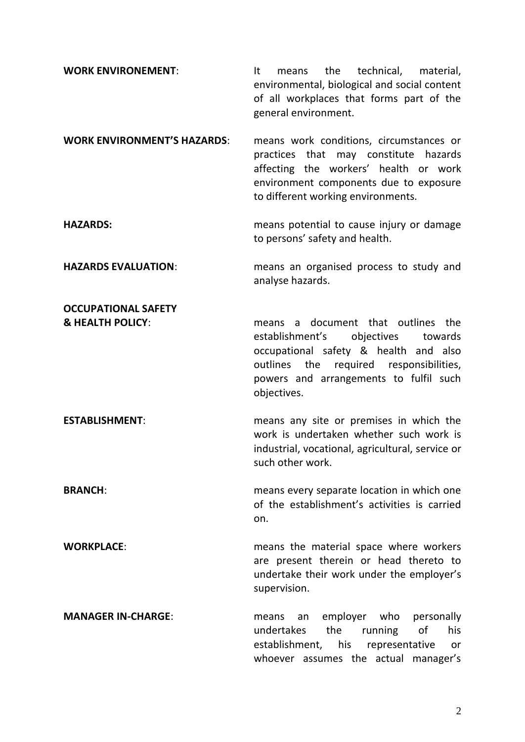**WORK ENVIRONEMENT**: It means the technical, material, environmental, biological and social content of all workplaces that forms part of the general environment.

**WORK ENVIRONMENT'S HAZARDS**: means work conditions, circumstances or practices that may constitute hazards affecting the workers' health or work environment components due to exposure to different working environments.

**HAZARDS:** means potential to cause injury or damage to persons' safety and health.

**HAZARDS EVALUATION**: means an organised process to study and analyse hazards.

**OCCUPATIONAL SAFETY & HEALTH POLICY**: means a document that outlines the establishment's objectives towards occupational safety & health and also outlines the required responsibilities, powers and arrangements to fulfil such objectives.

**ESTABLISHMENT**: means any site or premises in which the work is undertaken whether such work is industrial, vocational, agricultural, service or such other work.

**BRANCH**: means every separate location in which one of the establishment's activities is carried on.

**WORKPLACE**: means the material space where workers are present therein or head thereto to undertake their work under the employer's supervision.

**MANAGER IN-CHARGE**: means an employer who personally undertakes the running of his establishment, his representative or whoever assumes the actual manager's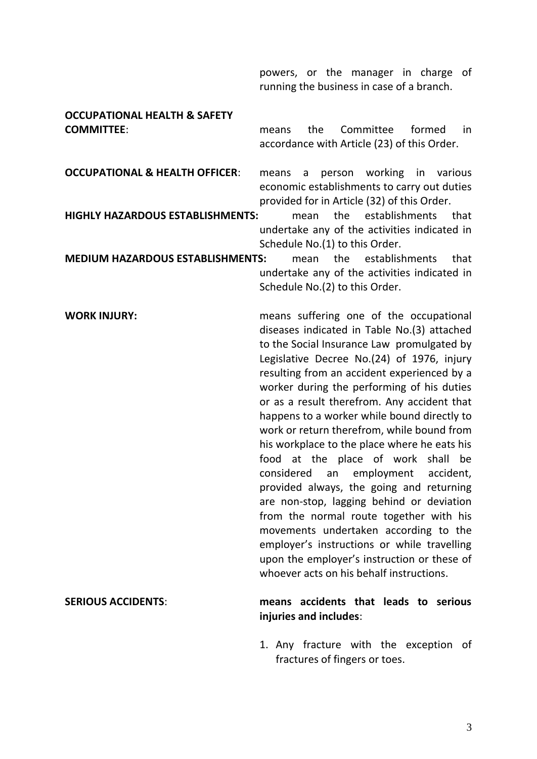powers, or the manager in charge of running the business in case of a branch.

**OCCUPATIONAL HEALTH & SAFETY COMMITTEE**: means the Committee formed in accordance with Article (23) of this Order.

**OCCUPATIONAL & HEALTH OFFICER**: means a person working in various economic establishments to carry out duties provided for in Article (32) of this Order.

**HIGHLY HAZARDOUS ESTABLISHMENTS:** mean the establishments that undertake any of the activities indicated in Schedule No.(1) to this Order.

**MEDIUM HAZARDOUS ESTABLISHMENTS:** mean the establishments that undertake any of the activities indicated in Schedule No.(2) to this Order.

**WORK INJURY:** means suffering one of the occupational diseases indicated in Table No.(3) attached to the Social Insurance Law promulgated by Legislative Decree No.(24) of 1976, injury resulting from an accident experienced by a worker during the performing of his duties or as a result therefrom. Any accident that happens to a worker while bound directly to work or return therefrom, while bound from his workplace to the place where he eats his food at the place of work shall be considered an employment accident, provided always, the going and returning are non-stop, lagging behind or deviation from the normal route together with his movements undertaken according to the employer's instructions or while travelling upon the employer's instruction or these of whoever acts on his behalf instructions.

**SERIOUS ACCIDENTS**: **means accidents that leads to serious injuries and includes**:

1. Any fracture with the exception of fractures of fingers or toes.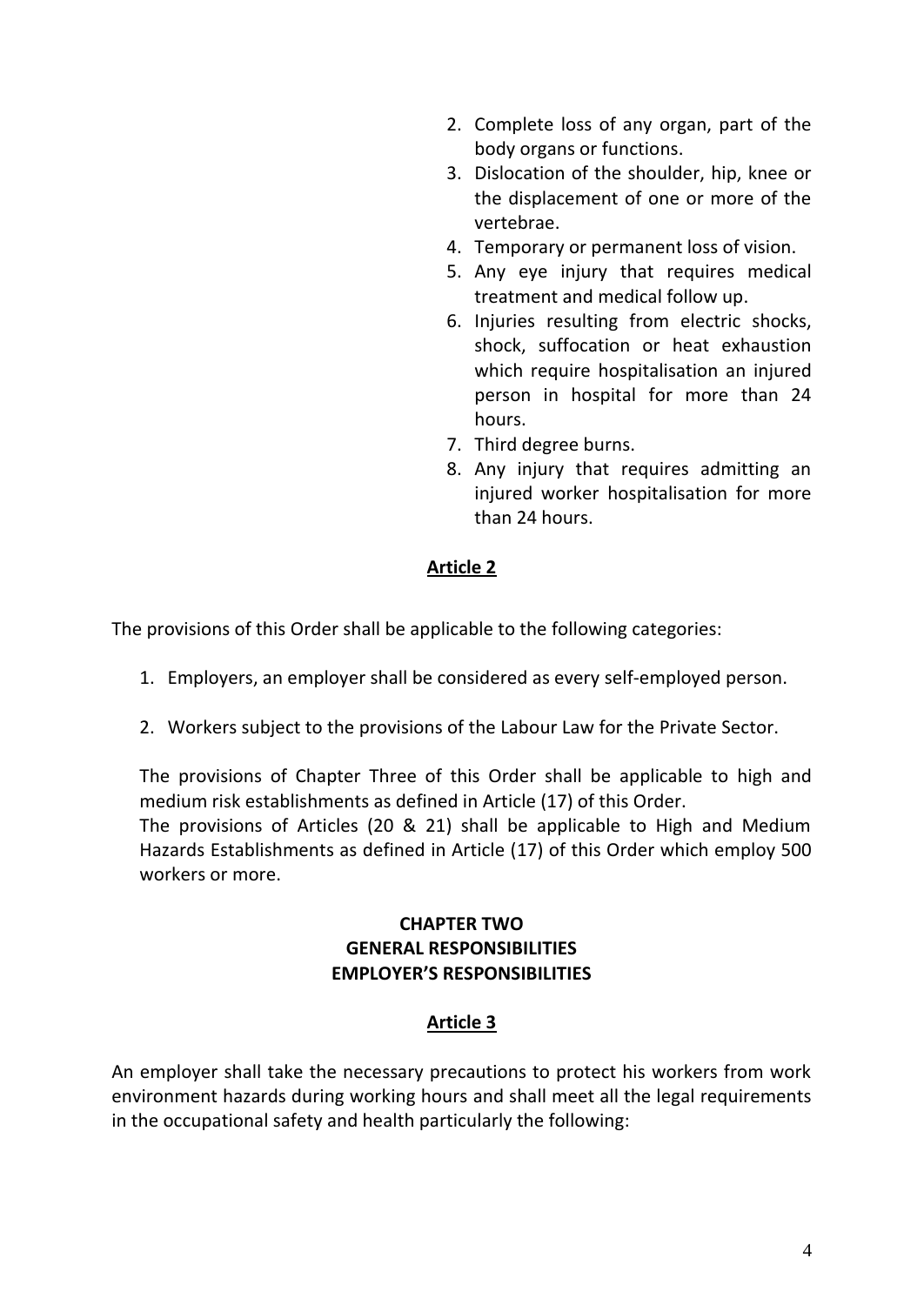2. Complete loss of any organ, part of the body organs or functions.
3. Dislocation of the shoulder, hip, knee or the displacement of one or more of the vertebrae.
4. Temporary or permanent loss of vision.
5. Any eye injury that requires medical treatment and medical follow up.
6. Injuries resulting from electric shocks, shock, suffocation or heat exhaustion which require hospitalisation an injured person in hospital for more than 24 hours.
7. Third degree burns.
8. Any injury that requires admitting an injured worker hospitalisation for more than 24 hours.

## Article 2

The provisions of this Order shall be applicable to the following categories:

1. Employers, an employer shall be considered as every self-employed person.
2. Workers subject to the provisions of the Labour Law for the Private Sector.

The provisions of Chapter Three of this Order shall be applicable to high and medium risk establishments as defined in Article (17) of this Order.
The provisions of Articles (20 & 21) shall be applicable to High and Medium Hazards Establishments as defined in Article (17) of this Order which employ 500 workers or more.

# CHAPTER TWO
# GENERAL RESPONSIBILITIES
# EMPLOYER'S RESPONSIBILITIES

## Article 3

An employer shall take the necessary precautions to protect his workers from work environment hazards during working hours and shall meet all the legal requirements in the occupational safety and health particularly the following: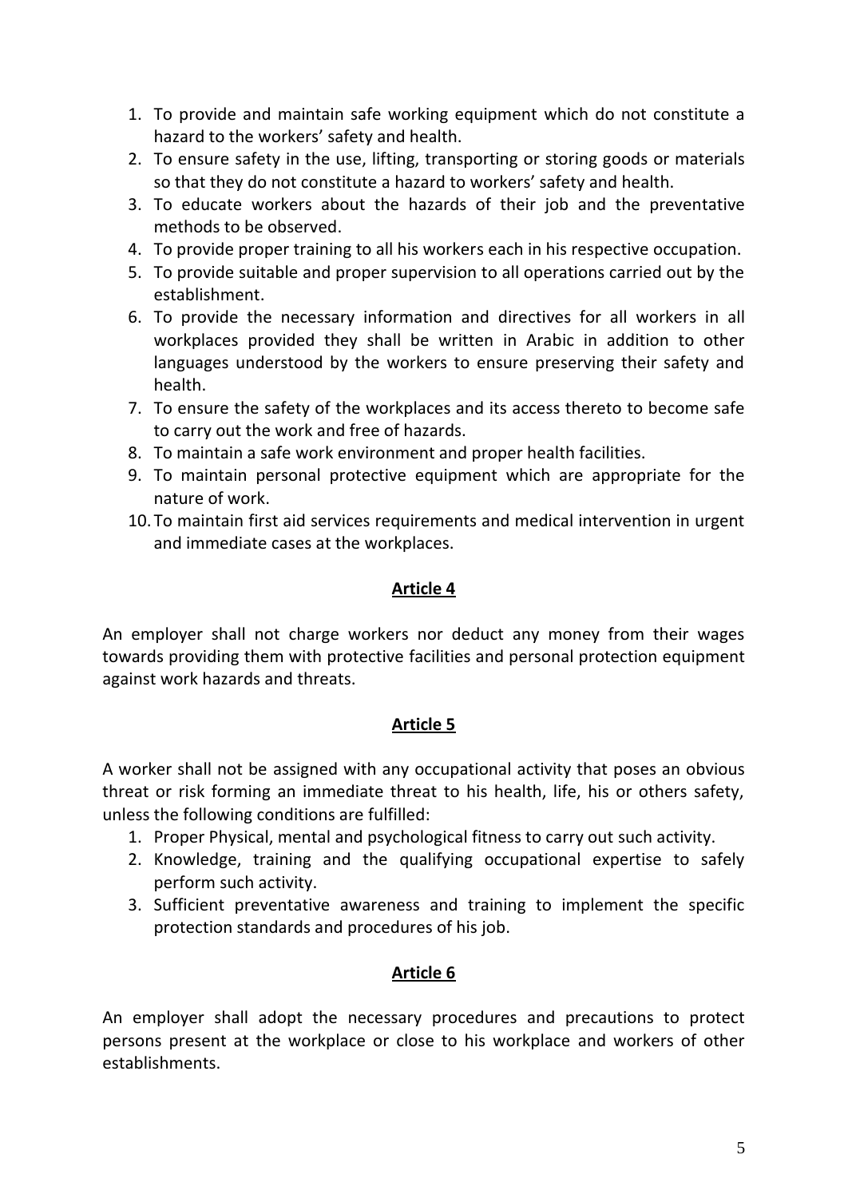1. To provide and maintain safe working equipment which do not constitute a hazard to the workers' safety and health.
2. To ensure safety in the use, lifting, transporting or storing goods or materials so that they do not constitute a hazard to workers' safety and health.
3. To educate workers about the hazards of their job and the preventative methods to be observed.
4. To provide proper training to all his workers each in his respective occupation.
5. To provide suitable and proper supervision to all operations carried out by the establishment.
6. To provide the necessary information and directives for all workers in all workplaces provided they shall be written in Arabic in addition to other languages understood by the workers to ensure preserving their safety and health.
7. To ensure the safety of the workplaces and its access thereto to become safe to carry out the work and free of hazards.
8. To maintain a safe work environment and proper health facilities.
9. To maintain personal protective equipment which are appropriate for the nature of work.
10. To maintain first aid services requirements and medical intervention in urgent and immediate cases at the workplaces.

## Article 4

An employer shall not charge workers nor deduct any money from their wages towards providing them with protective facilities and personal protection equipment against work hazards and threats.

## Article 5

A worker shall not be assigned with any occupational activity that poses an obvious threat or risk forming an immediate threat to his health, life, his or others safety, unless the following conditions are fulfilled:

1. Proper Physical, mental and psychological fitness to carry out such activity.
2. Knowledge, training and the qualifying occupational expertise to safely perform such activity.
3. Sufficient preventative awareness and training to implement the specific protection standards and procedures of his job.

## Article 6

An employer shall adopt the necessary procedures and precautions to protect persons present at the workplace or close to his workplace and workers of other establishments.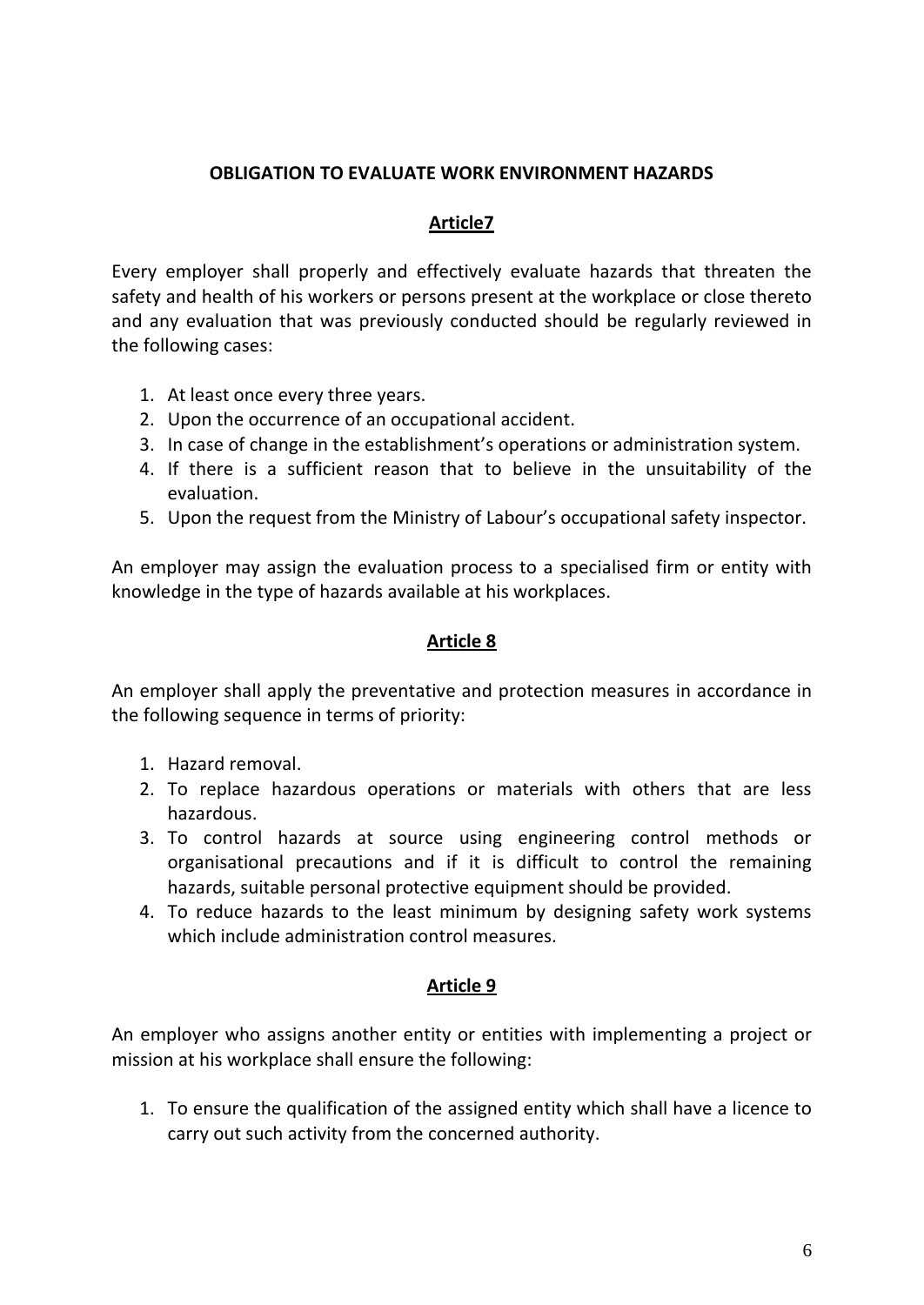### OBLIGATION TO EVALUATE WORK ENVIRONMENT HAZARDS

#### Article7

Every employer shall properly and effectively evaluate hazards that threaten the safety and health of his workers or persons present at the workplace or close thereto and any evaluation that was previously conducted should be regularly reviewed in the following cases:

1. At least once every three years.
2. Upon the occurrence of an occupational accident.
3. In case of change in the establishment's operations or administration system.
4. If there is a sufficient reason that to believe in the unsuitability of the evaluation.
5. Upon the request from the Ministry of Labour's occupational safety inspector.

An employer may assign the evaluation process to a specialised firm or entity with knowledge in the type of hazards available at his workplaces.

#### Article 8

An employer shall apply the preventative and protection measures in accordance in the following sequence in terms of priority:

1. Hazard removal.
2. To replace hazardous operations or materials with others that are less hazardous.
3. To control hazards at source using engineering control methods or organisational precautions and if it is difficult to control the remaining hazards, suitable personal protective equipment should be provided.
4. To reduce hazards to the least minimum by designing safety work systems which include administration control measures.

#### Article 9

An employer who assigns another entity or entities with implementing a project or mission at his workplace shall ensure the following:

1. To ensure the qualification of the assigned entity which shall have a licence to carry out such activity from the concerned authority.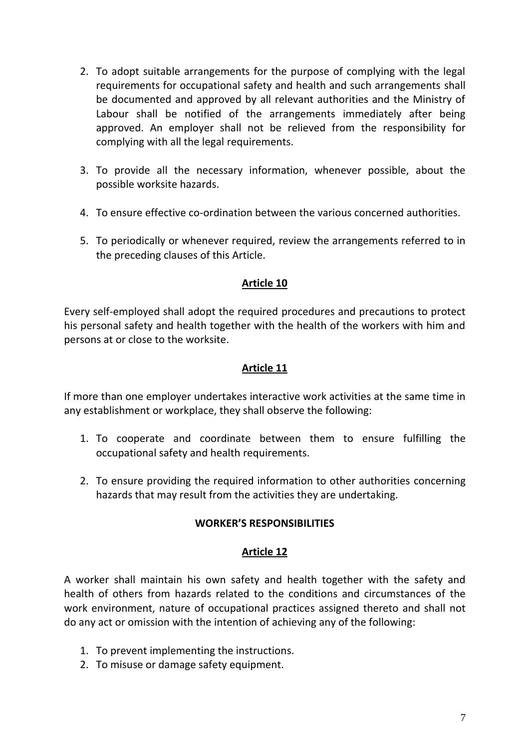2. To adopt suitable arrangements for the purpose of complying with the legal requirements for occupational safety and health and such arrangements shall be documented and approved by all relevant authorities and the Ministry of Labour shall be notified of the arrangements immediately after being approved. An employer shall not be relieved from the responsibility for complying with all the legal requirements.

3. To provide all the necessary information, whenever possible, about the possible worksite hazards.

4. To ensure effective co-ordination between the various concerned authorities.

5. To periodically or whenever required, review the arrangements referred to in the preceding clauses of this Article.

### Article 10

Every self-employed shall adopt the required procedures and precautions to protect his personal safety and health together with the health of the workers with him and persons at or close to the worksite.

### Article 11

If more than one employer undertakes interactive work activities at the same time in any establishment or workplace, they shall observe the following:

1. To cooperate and coordinate between them to ensure fulfilling the occupational safety and health requirements.

2. To ensure providing the required information to other authorities concerning hazards that may result from the activities they are undertaking.

## WORKER'S RESPONSIBILITIES

### Article 12

A worker shall maintain his own safety and health together with the safety and health of others from hazards related to the conditions and circumstances of the work environment, nature of occupational practices assigned thereto and shall not do any act or omission with the intention of achieving any of the following:

1. To prevent implementing the instructions.
2. To misuse or damage safety equipment.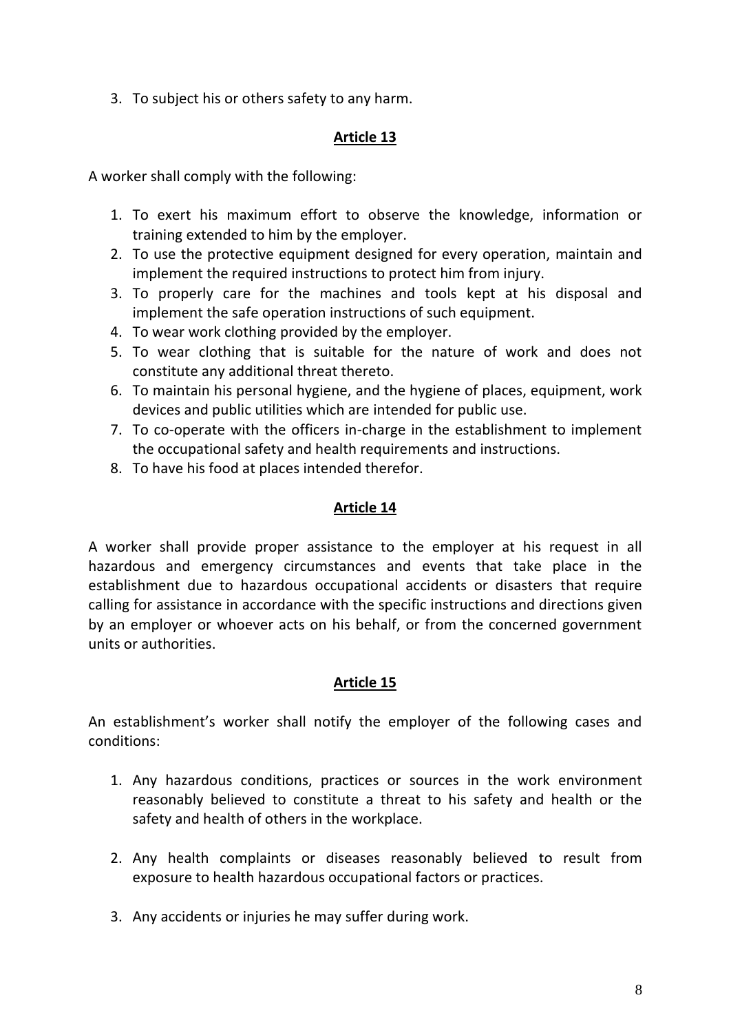3. To subject his or others safety to any harm.

## Article 13

A worker shall comply with the following:

1. To exert his maximum effort to observe the knowledge, information or training extended to him by the employer.
2. To use the protective equipment designed for every operation, maintain and implement the required instructions to protect him from injury.
3. To properly care for the machines and tools kept at his disposal and implement the safe operation instructions of such equipment.
4. To wear work clothing provided by the employer.
5. To wear clothing that is suitable for the nature of work and does not constitute any additional threat thereto.
6. To maintain his personal hygiene, and the hygiene of places, equipment, work devices and public utilities which are intended for public use.
7. To co-operate with the officers in-charge in the establishment to implement the occupational safety and health requirements and instructions.
8. To have his food at places intended therefor.

## Article 14

A worker shall provide proper assistance to the employer at his request in all hazardous and emergency circumstances and events that take place in the establishment due to hazardous occupational accidents or disasters that require calling for assistance in accordance with the specific instructions and directions given by an employer or whoever acts on his behalf, or from the concerned government units or authorities.

## Article 15

An establishment's worker shall notify the employer of the following cases and conditions:

1. Any hazardous conditions, practices or sources in the work environment reasonably believed to constitute a threat to his safety and health or the safety and health of others in the workplace.

2. Any health complaints or diseases reasonably believed to result from exposure to health hazardous occupational factors or practices.

3. Any accidents or injuries he may suffer during work.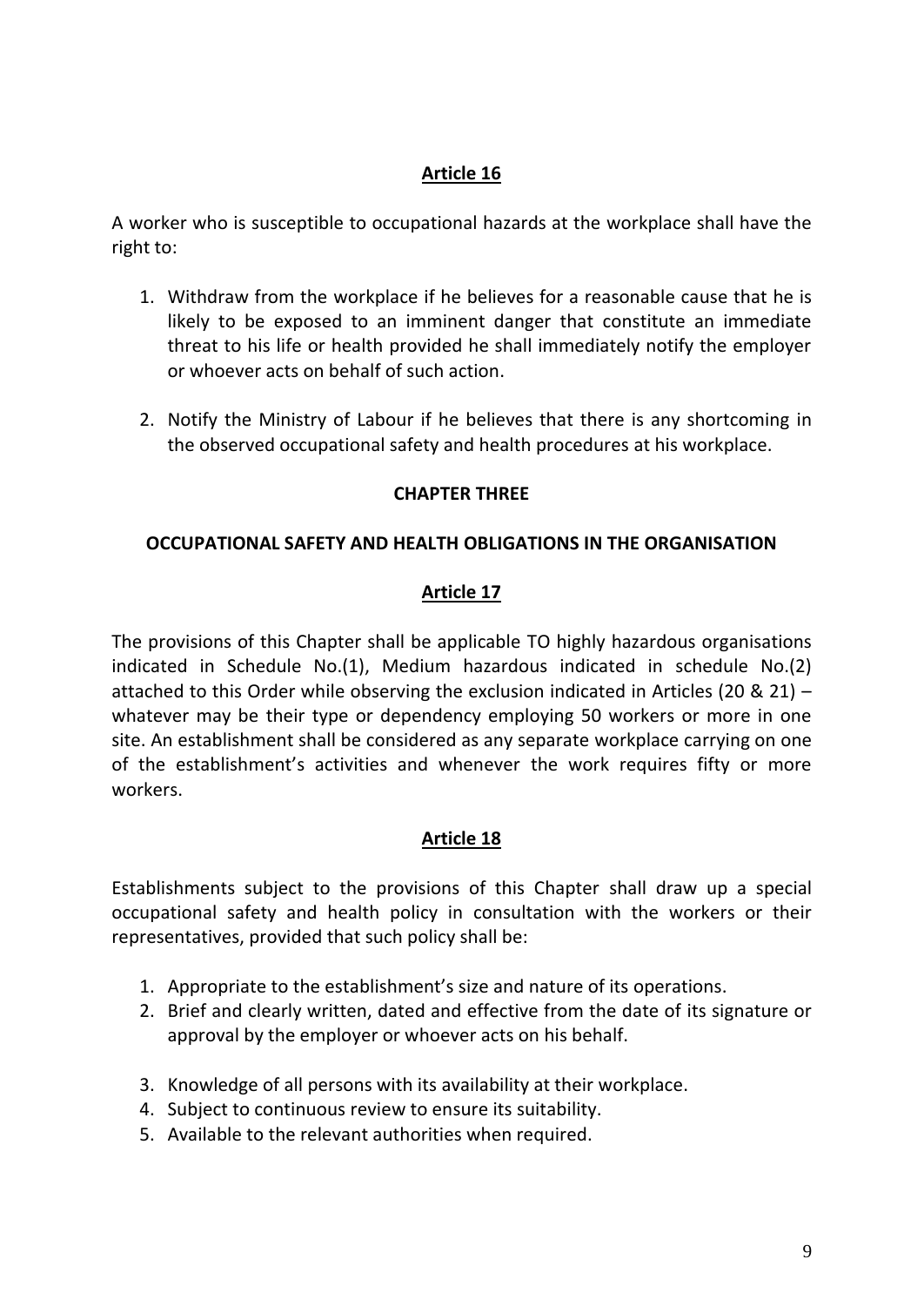## Article 16

A worker who is susceptible to occupational hazards at the workplace shall have the right to:

1. Withdraw from the workplace if he believes for a reasonable cause that he is likely to be exposed to an imminent danger that constitute an immediate threat to his life or health provided he shall immediately notify the employer or whoever acts on behalf of such action.

2. Notify the Ministry of Labour if he believes that there is any shortcoming in the observed occupational safety and health procedures at his workplace.

# CHAPTER THREE

# OCCUPATIONAL SAFETY AND HEALTH OBLIGATIONS IN THE ORGANISATION

## Article 17

The provisions of this Chapter shall be applicable TO highly hazardous organisations indicated in Schedule No.(1), Medium hazardous indicated in schedule No.(2) attached to this Order while observing the exclusion indicated in Articles (20 & 21) – whatever may be their type or dependency employing 50 workers or more in one site. An establishment shall be considered as any separate workplace carrying on one of the establishment's activities and whenever the work requires fifty or more workers.

## Article 18

Establishments subject to the provisions of this Chapter shall draw up a special occupational safety and health policy in consultation with the workers or their representatives, provided that such policy shall be:

1. Appropriate to the establishment's size and nature of its operations.
2. Brief and clearly written, dated and effective from the date of its signature or approval by the employer or whoever acts on his behalf.
3. Knowledge of all persons with its availability at their workplace.
4. Subject to continuous review to ensure its suitability.
5. Available to the relevant authorities when required.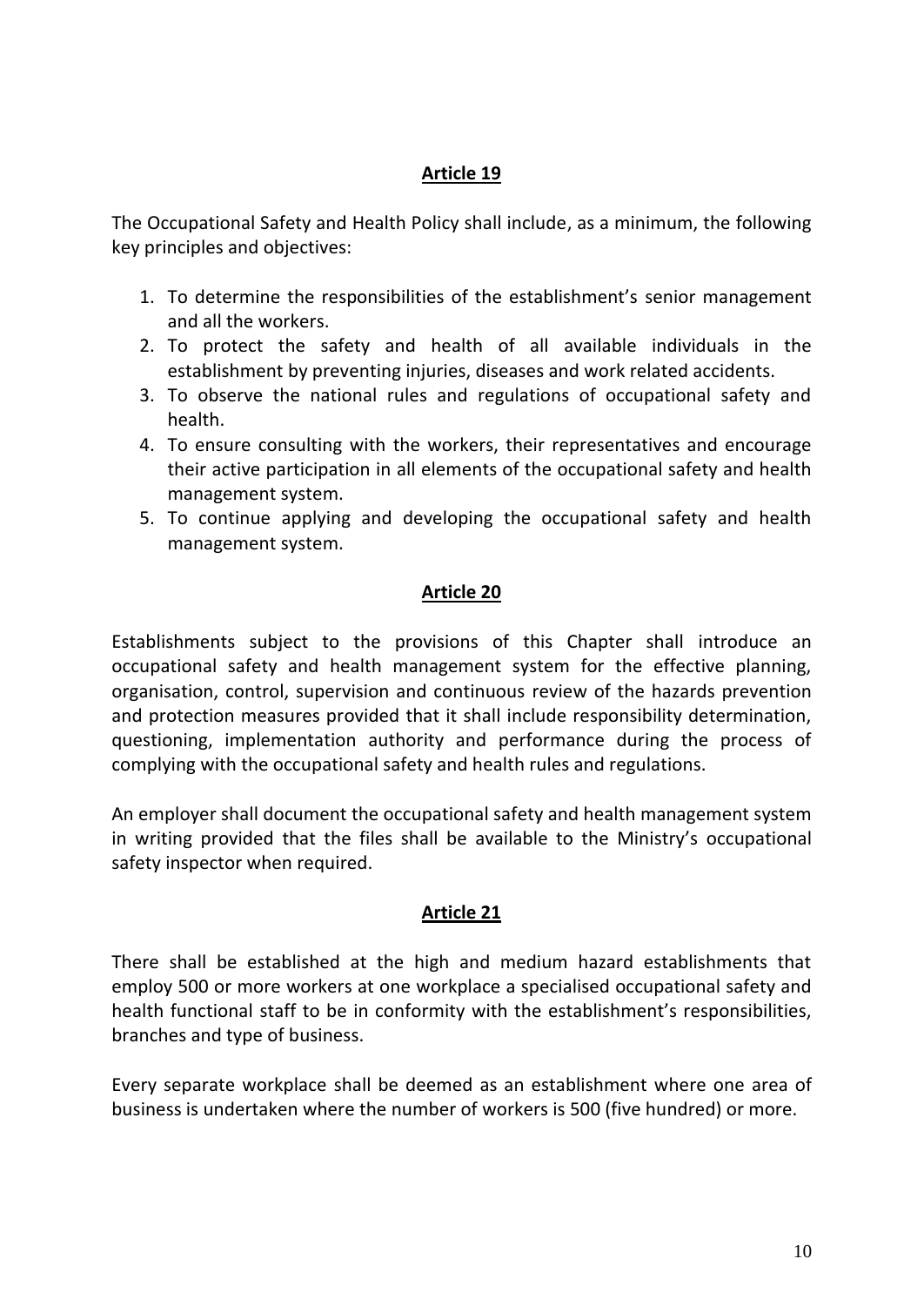**Article 19**

The Occupational Safety and Health Policy shall include, as a minimum, the following key principles and objectives:

1. To determine the responsibilities of the establishment's senior management and all the workers.
2. To protect the safety and health of all available individuals in the establishment by preventing injuries, diseases and work related accidents.
3. To observe the national rules and regulations of occupational safety and health.
4. To ensure consulting with the workers, their representatives and encourage their active participation in all elements of the occupational safety and health management system.
5. To continue applying and developing the occupational safety and health management system.

**Article 20**

Establishments subject to the provisions of this Chapter shall introduce an occupational safety and health management system for the effective planning, organisation, control, supervision and continuous review of the hazards prevention and protection measures provided that it shall include responsibility determination, questioning, implementation authority and performance during the process of complying with the occupational safety and health rules and regulations.

An employer shall document the occupational safety and health management system in writing provided that the files shall be available to the Ministry's occupational safety inspector when required.

**Article 21**

There shall be established at the high and medium hazard establishments that employ 500 or more workers at one workplace a specialised occupational safety and health functional staff to be in conformity with the establishment's responsibilities, branches and type of business.

Every separate workplace shall be deemed as an establishment where one area of business is undertaken where the number of workers is 500 (five hundred) or more.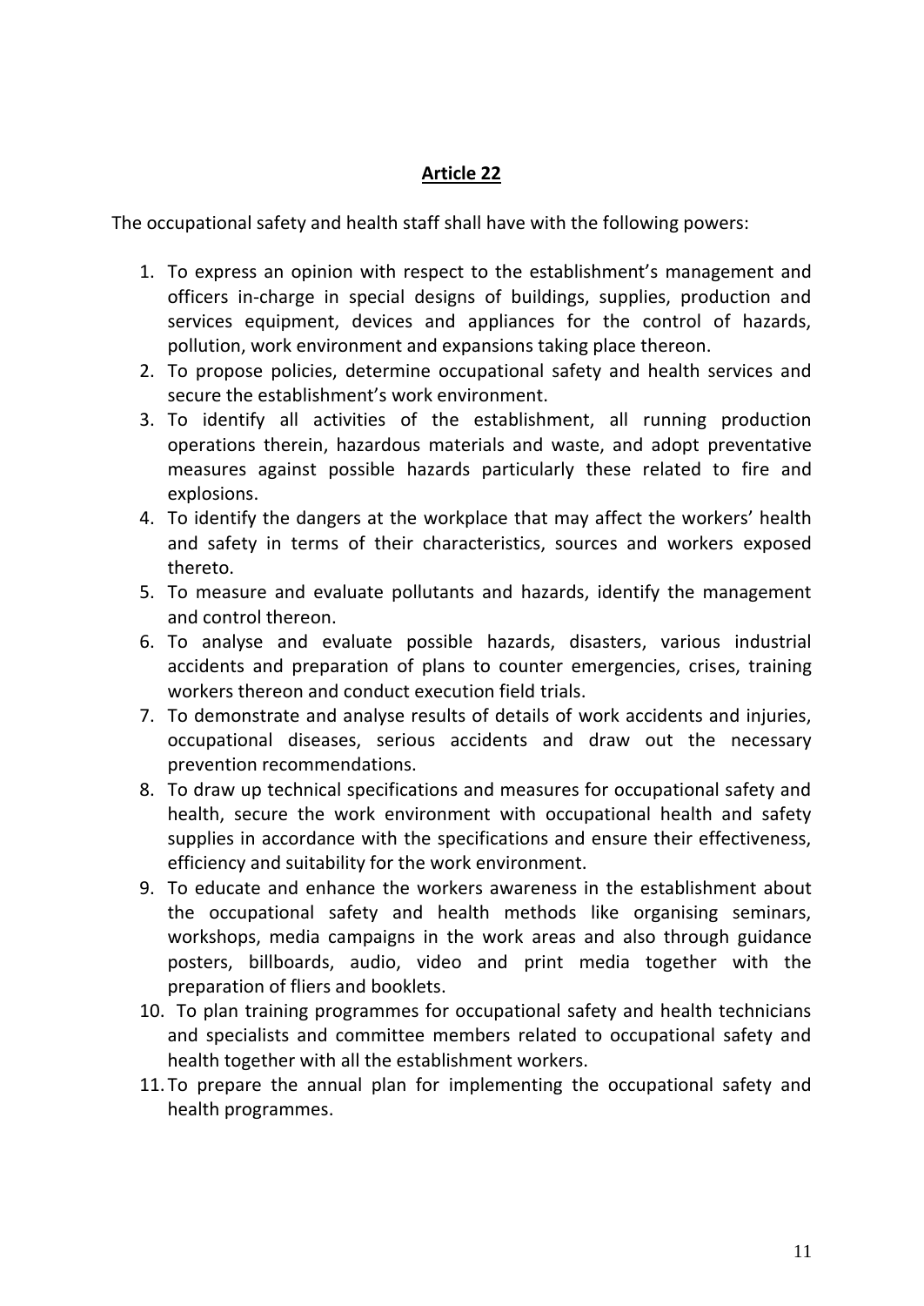## Article 22

The occupational safety and health staff shall have with the following powers:

1. To express an opinion with respect to the establishment's management and officers in-charge in special designs of buildings, supplies, production and services equipment, devices and appliances for the control of hazards, pollution, work environment and expansions taking place thereon.
2. To propose policies, determine occupational safety and health services and secure the establishment's work environment.
3. To identify all activities of the establishment, all running production operations therein, hazardous materials and waste, and adopt preventative measures against possible hazards particularly these related to fire and explosions.
4. To identify the dangers at the workplace that may affect the workers' health and safety in terms of their characteristics, sources and workers exposed thereto.
5. To measure and evaluate pollutants and hazards, identify the management and control thereon.
6. To analyse and evaluate possible hazards, disasters, various industrial accidents and preparation of plans to counter emergencies, crises, training workers thereon and conduct execution field trials.
7. To demonstrate and analyse results of details of work accidents and injuries, occupational diseases, serious accidents and draw out the necessary prevention recommendations.
8. To draw up technical specifications and measures for occupational safety and health, secure the work environment with occupational health and safety supplies in accordance with the specifications and ensure their effectiveness, efficiency and suitability for the work environment.
9. To educate and enhance the workers awareness in the establishment about the occupational safety and health methods like organising seminars, workshops, media campaigns in the work areas and also through guidance posters, billboards, audio, video and print media together with the preparation of fliers and booklets.
10. To plan training programmes for occupational safety and health technicians and specialists and committee members related to occupational safety and health together with all the establishment workers.
11. To prepare the annual plan for implementing the occupational safety and health programmes.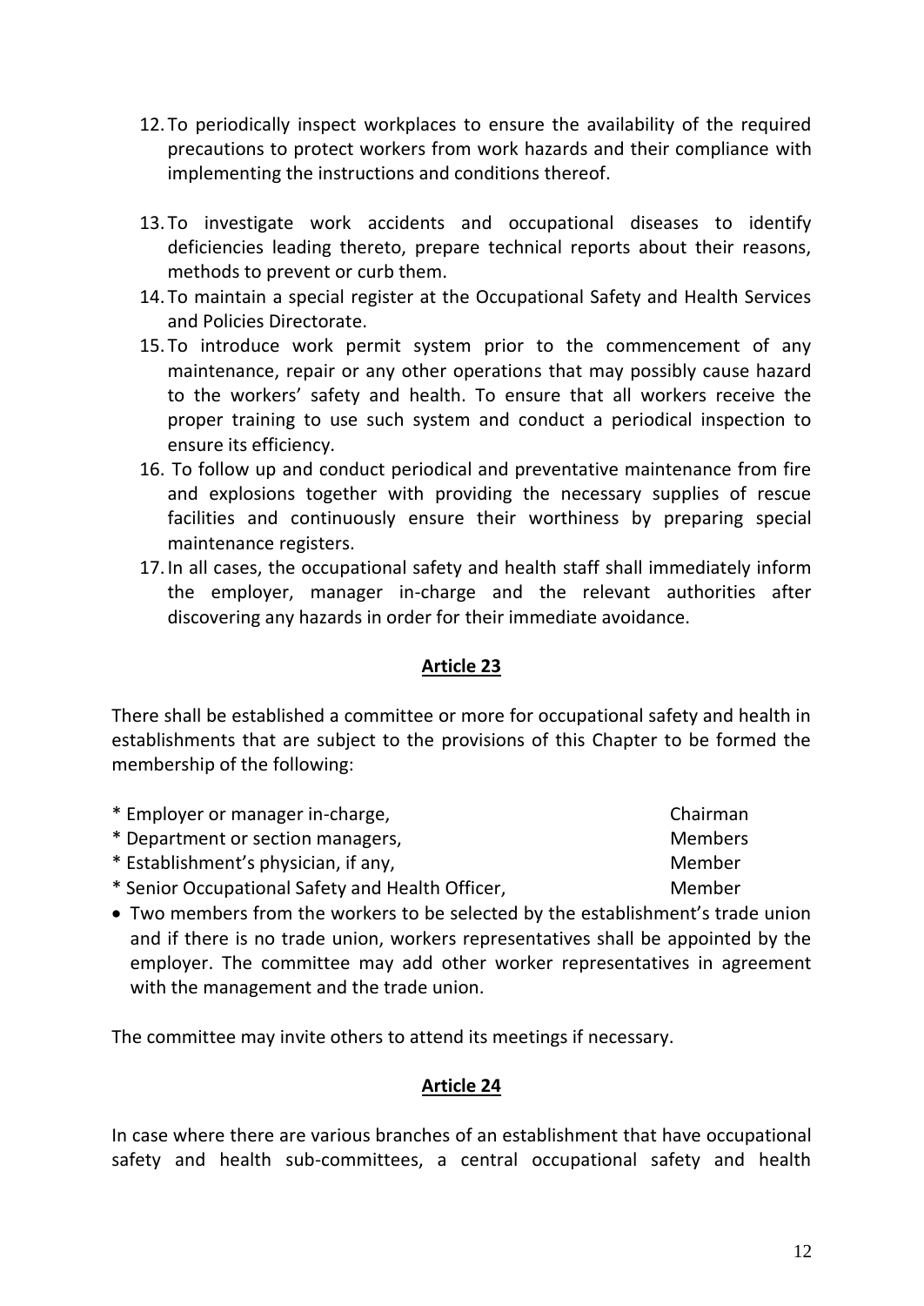12. To periodically inspect workplaces to ensure the availability of the required precautions to protect workers from work hazards and their compliance with implementing the instructions and conditions thereof.

13. To investigate work accidents and occupational diseases to identify deficiencies leading thereto, prepare technical reports about their reasons, methods to prevent or curb them.
14. To maintain a special register at the Occupational Safety and Health Services and Policies Directorate.
15. To introduce work permit system prior to the commencement of any maintenance, repair or any other operations that may possibly cause hazard to the workers' safety and health. To ensure that all workers receive the proper training to use such system and conduct a periodical inspection to ensure its efficiency.
16. To follow up and conduct periodical and preventative maintenance from fire and explosions together with providing the necessary supplies of rescue facilities and continuously ensure their worthiness by preparing special maintenance registers.
17. In all cases, the occupational safety and health staff shall immediately inform the employer, manager in-charge and the relevant authorities after discovering any hazards in order for their immediate avoidance.

## Article 23

There shall be established a committee or more for occupational safety and health in establishments that are subject to the provisions of this Chapter to be formed the membership of the following:

| | |
|---|---|
| * Employer or manager in-charge, | Chairman |
| * Department or section managers, | Members |
| * Establishment's physician, if any, | Member |
| * Senior Occupational Safety and Health Officer, | Member |

- Two members from the workers to be selected by the establishment's trade union and if there is no trade union, workers representatives shall be appointed by the employer. The committee may add other worker representatives in agreement with the management and the trade union.

The committee may invite others to attend its meetings if necessary.

## Article 24

In case where there are various branches of an establishment that have occupational safety and health sub-committees, a central occupational safety and health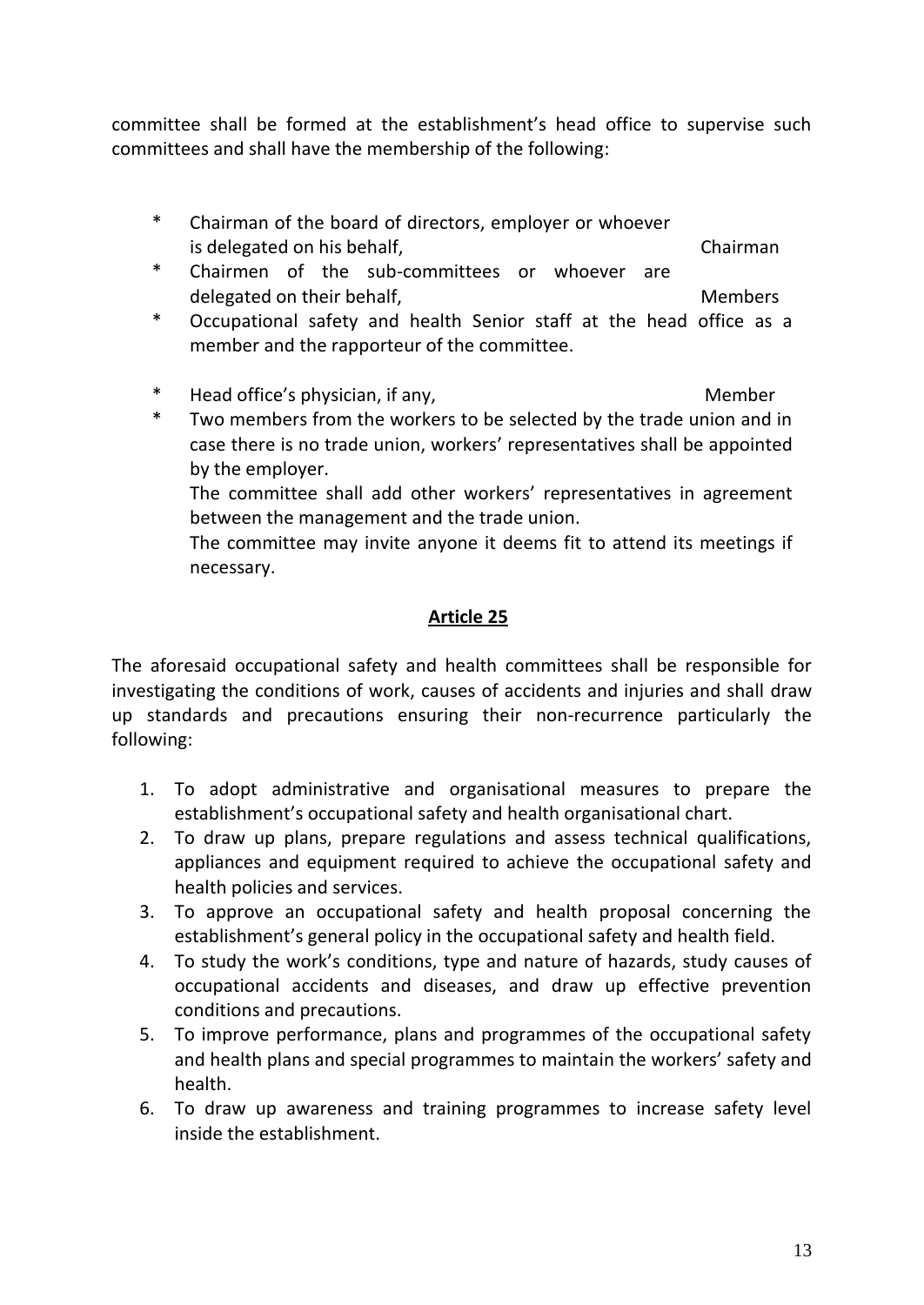committee shall be formed at the establishment's head office to supervise such committees and shall have the membership of the following:

* Chairman of the board of directors, employer or whoever is delegated on his behalf, Chairman
* Chairmen of the sub-committees or whoever are delegated on their behalf, Members
* Occupational safety and health Senior staff at the head office as a member and the rapporteur of the committee.
* Head office's physician, if any, Member
* Two members from the workers to be selected by the trade union and in case there is no trade union, workers' representatives shall be appointed by the employer.

  The committee shall add other workers' representatives in agreement between the management and the trade union.

  The committee may invite anyone it deems fit to attend its meetings if necessary.

## Article 25

The aforesaid occupational safety and health committees shall be responsible for investigating the conditions of work, causes of accidents and injuries and shall draw up standards and precautions ensuring their non-recurrence particularly the following:

1. To adopt administrative and organisational measures to prepare the establishment's occupational safety and health organisational chart.
2. To draw up plans, prepare regulations and assess technical qualifications, appliances and equipment required to achieve the occupational safety and health policies and services.
3. To approve an occupational safety and health proposal concerning the establishment's general policy in the occupational safety and health field.
4. To study the work's conditions, type and nature of hazards, study causes of occupational accidents and diseases, and draw up effective prevention conditions and precautions.
5. To improve performance, plans and programmes of the occupational safety and health plans and special programmes to maintain the workers' safety and health.
6. To draw up awareness and training programmes to increase safety level inside the establishment.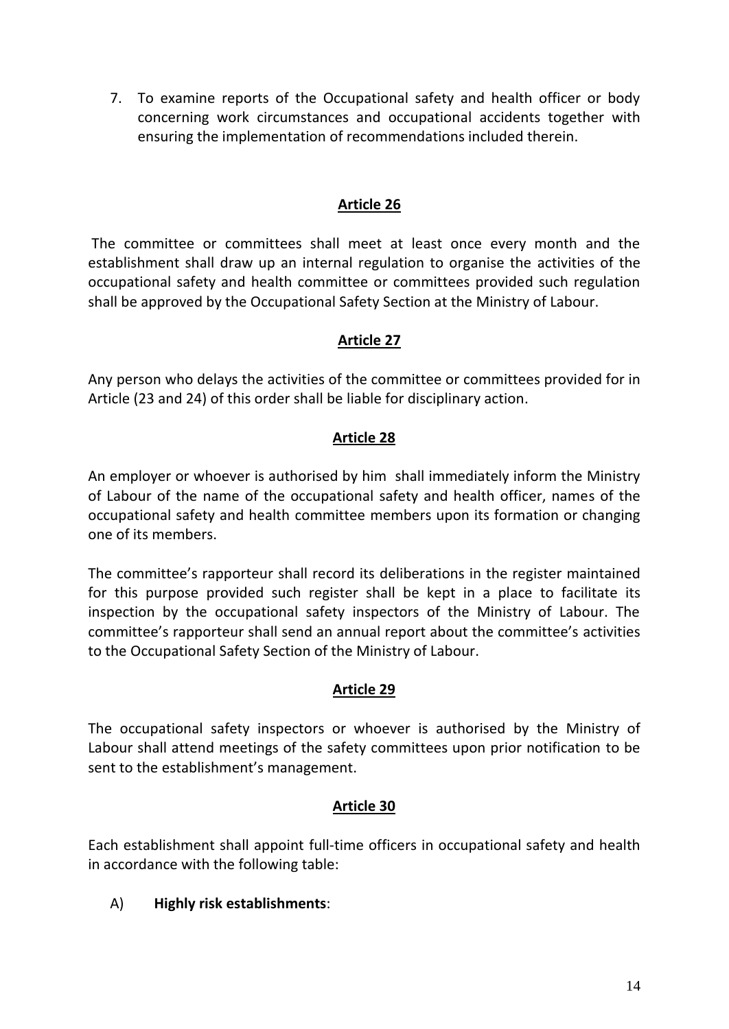7. To examine reports of the Occupational safety and health officer or body concerning work circumstances and occupational accidents together with ensuring the implementation of recommendations included therein.

## Article 26

The committee or committees shall meet at least once every month and the establishment shall draw up an internal regulation to organise the activities of the occupational safety and health committee or committees provided such regulation shall be approved by the Occupational Safety Section at the Ministry of Labour.

## Article 27

Any person who delays the activities of the committee or committees provided for in Article (23 and 24) of this order shall be liable for disciplinary action.

## Article 28

An employer or whoever is authorised by him shall immediately inform the Ministry of Labour of the name of the occupational safety and health officer, names of the occupational safety and health committee members upon its formation or changing one of its members.

The committee's rapporteur shall record its deliberations in the register maintained for this purpose provided such register shall be kept in a place to facilitate its inspection by the occupational safety inspectors of the Ministry of Labour. The committee's rapporteur shall send an annual report about the committee's activities to the Occupational Safety Section of the Ministry of Labour.

## Article 29

The occupational safety inspectors or whoever is authorised by the Ministry of Labour shall attend meetings of the safety committees upon prior notification to be sent to the establishment's management.

## Article 30

Each establishment shall appoint full-time officers in occupational safety and health in accordance with the following table:

A) **Highly risk establishments**: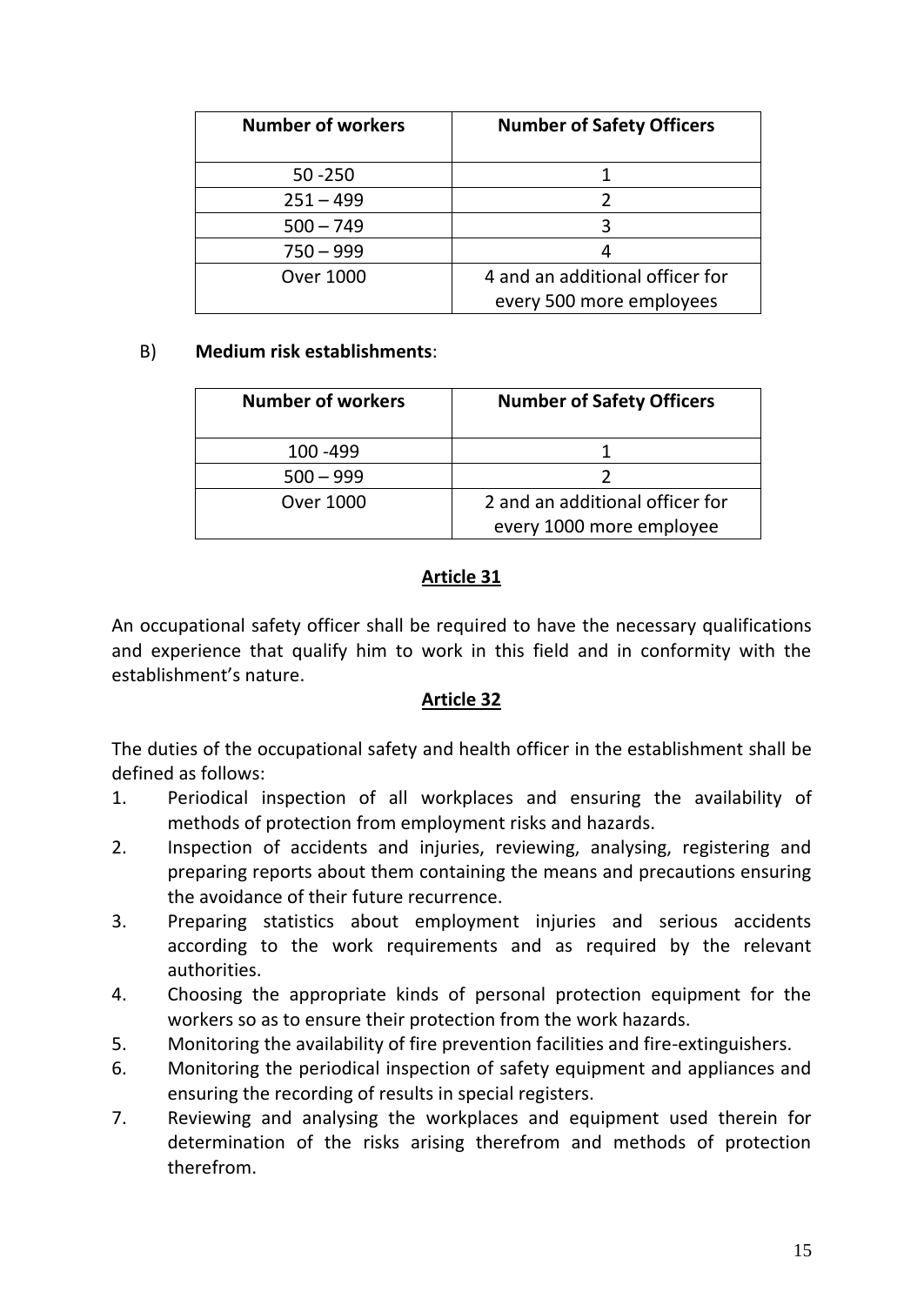| Number of workers | Number of Safety Officers |
|---|---|
| 50 -250 | 1 |
| 251 – 499 | 2 |
| 500 – 749 | 3 |
| 750 – 999 | 4 |
| Over 1000 | 4 and an additional officer for every 500 more employees |

B) **Medium risk establishments**:

| Number of workers | Number of Safety Officers |
|---|---|
| 100 -499 | 1 |
| 500 – 999 | 2 |
| Over 1000 | 2 and an additional officer for every 1000 more employee |

## Article 31

An occupational safety officer shall be required to have the necessary qualifications and experience that qualify him to work in this field and in conformity with the establishment's nature.

## Article 32

The duties of the occupational safety and health officer in the establishment shall be defined as follows:

1. Periodical inspection of all workplaces and ensuring the availability of methods of protection from employment risks and hazards.
2. Inspection of accidents and injuries, reviewing, analysing, registering and preparing reports about them containing the means and precautions ensuring the avoidance of their future recurrence.
3. Preparing statistics about employment injuries and serious accidents according to the work requirements and as required by the relevant authorities.
4. Choosing the appropriate kinds of personal protection equipment for the workers so as to ensure their protection from the work hazards.
5. Monitoring the availability of fire prevention facilities and fire-extinguishers.
6. Monitoring the periodical inspection of safety equipment and appliances and ensuring the recording of results in special registers.
7. Reviewing and analysing the workplaces and equipment used therein for determination of the risks arising therefrom and methods of protection therefrom.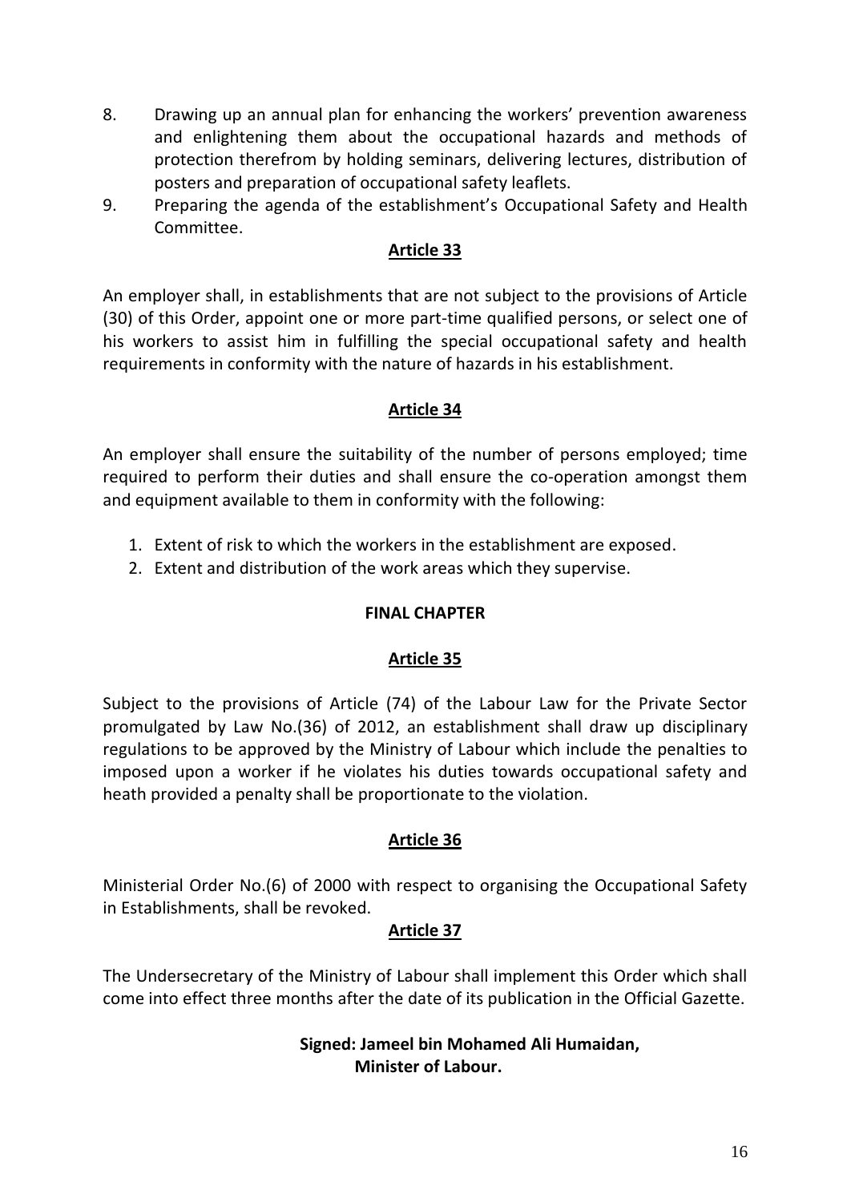8. Drawing up an annual plan for enhancing the workers' prevention awareness and enlightening them about the occupational hazards and methods of protection therefrom by holding seminars, delivering lectures, distribution of posters and preparation of occupational safety leaflets.
9. Preparing the agenda of the establishment's Occupational Safety and Health Committee.

## Article 33

An employer shall, in establishments that are not subject to the provisions of Article (30) of this Order, appoint one or more part-time qualified persons, or select one of his workers to assist him in fulfilling the special occupational safety and health requirements in conformity with the nature of hazards in his establishment.

## Article 34

An employer shall ensure the suitability of the number of persons employed; time required to perform their duties and shall ensure the co-operation amongst them and equipment available to them in conformity with the following:

1. Extent of risk to which the workers in the establishment are exposed.
2. Extent and distribution of the work areas which they supervise.

# FINAL CHAPTER

## Article 35

Subject to the provisions of Article (74) of the Labour Law for the Private Sector promulgated by Law No.(36) of 2012, an establishment shall draw up disciplinary regulations to be approved by the Ministry of Labour which include the penalties to imposed upon a worker if he violates his duties towards occupational safety and heath provided a penalty shall be proportionate to the violation.

## Article 36

Ministerial Order No.(6) of 2000 with respect to organising the Occupational Safety in Establishments, shall be revoked.

## Article 37

The Undersecretary of the Ministry of Labour shall implement this Order which shall come into effect three months after the date of its publication in the Official Gazette.

**Signed: Jameel bin Mohamed Ali Humaidan,**
**Minister of Labour.**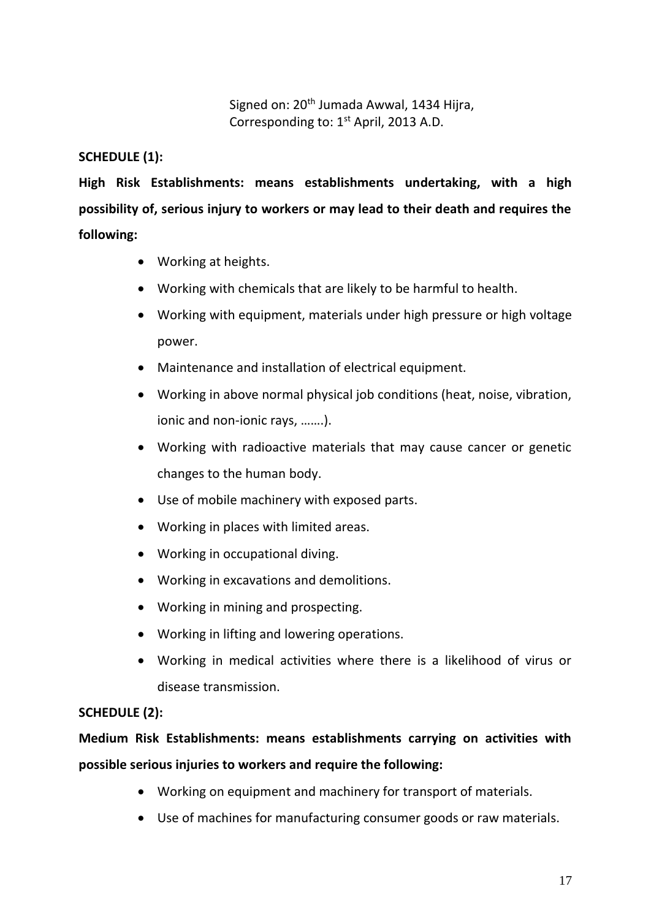Signed on: 20th Jumada Awwal, 1434 Hijra,
Corresponding to: 1st April, 2013 A.D.

**SCHEDULE (1):**

**High Risk Establishments: means establishments undertaking, with a high possibility of, serious injury to workers or may lead to their death and requires the following:**

- Working at heights.
- Working with chemicals that are likely to be harmful to health.
- Working with equipment, materials under high pressure or high voltage power.
- Maintenance and installation of electrical equipment.
- Working in above normal physical job conditions (heat, noise, vibration, ionic and non-ionic rays, …….).
- Working with radioactive materials that may cause cancer or genetic changes to the human body.
- Use of mobile machinery with exposed parts.
- Working in places with limited areas.
- Working in occupational diving.
- Working in excavations and demolitions.
- Working in mining and prospecting.
- Working in lifting and lowering operations.
- Working in medical activities where there is a likelihood of virus or disease transmission.

**SCHEDULE (2):**

**Medium Risk Establishments: means establishments carrying on activities with possible serious injuries to workers and require the following:**

- Working on equipment and machinery for transport of materials.
- Use of machines for manufacturing consumer goods or raw materials.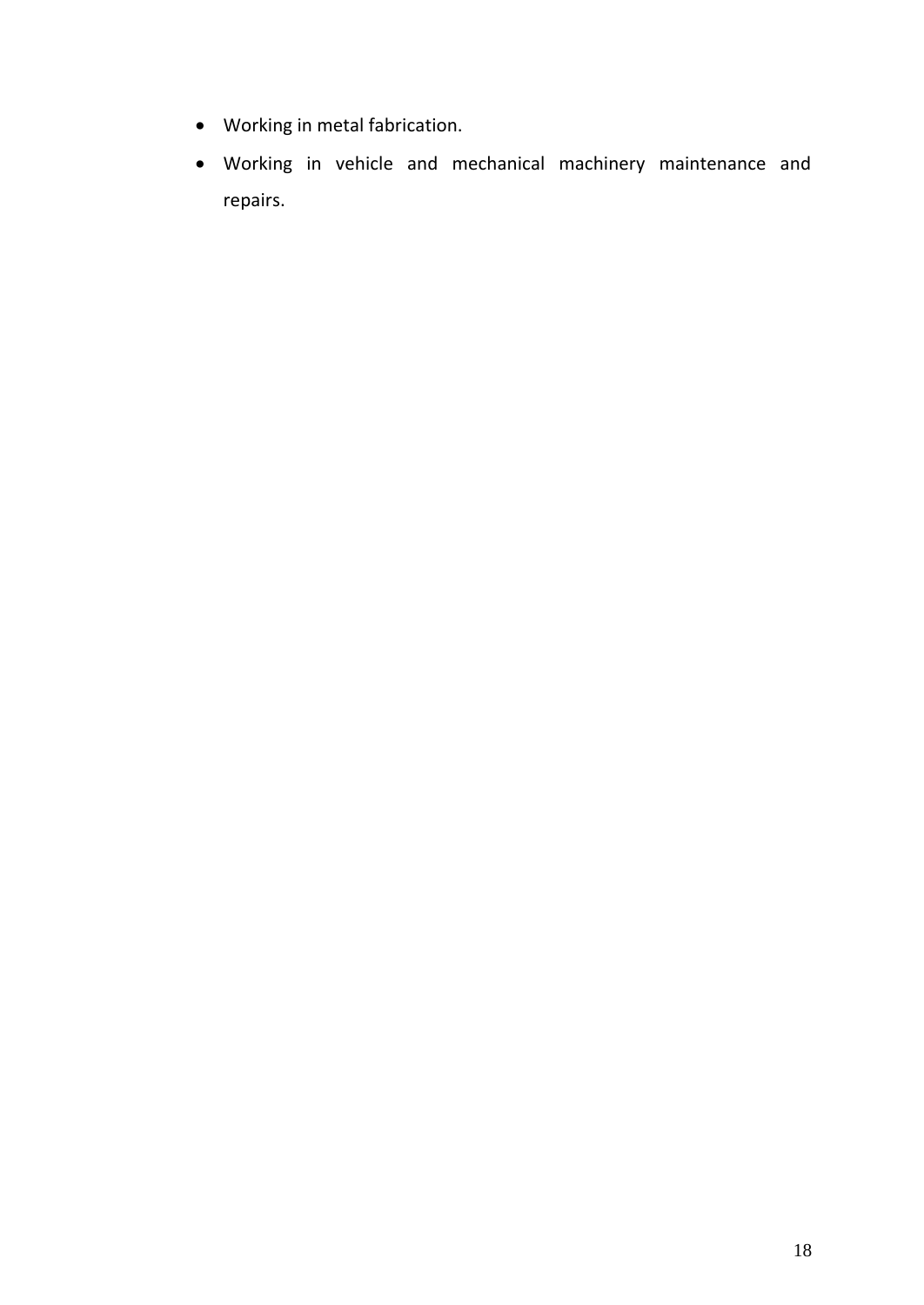- Working in metal fabrication.
- Working in vehicle and mechanical machinery maintenance and repairs.